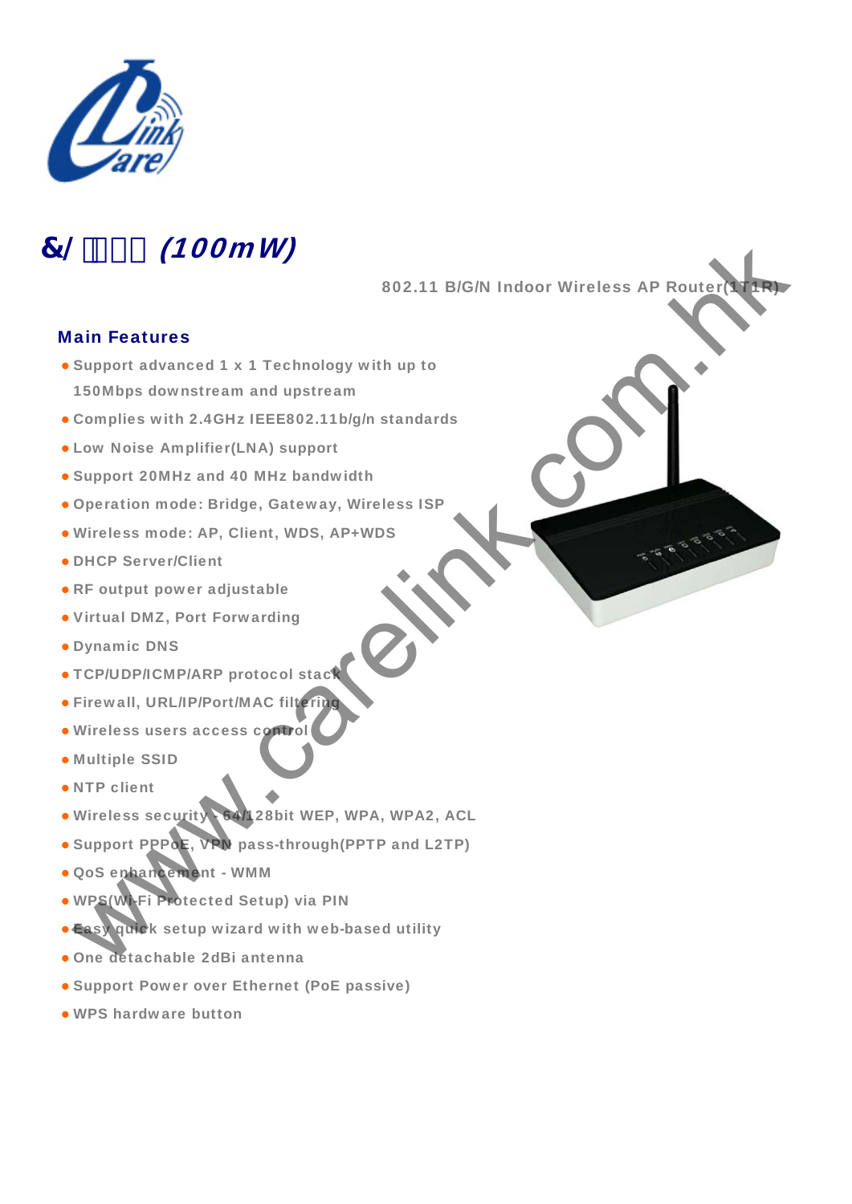# &/ (100mW)

802.11 B/G/N Indoor Wireless AP Router(1T1R)

## Main Features

- Support advanced 1 x 1 Technology with up to 150Mbps downstream and upstream
- Complies with 2.4GHz IEEE802.11b/g/n standards
- Low Noise Amplifier(LNA) support
- Support 20MHz and 40 MHz bandwidth
- Operation mode: Bridge, Gateway, Wireless ISP
- Wireless mode: AP, Client, WDS, AP+WDS
- DHCP Server/Client
- RF output power adjustable
- Virtual DMZ, Port Forwarding
- Dynamic DNS
- TCP/UDP/ICMP/ARP protocol stack
- Firewall, URL/IP/Port/MAC filtering
- Wireless users access control
- Multiple SSID
- NTP client
- Wireless security - 64/128bit WEP, WPA, WPA2, ACL
- Support PPPoE, VPN pass-through(PPTP and L2TP)
- QoS enhancement - WMM
- WPS(Wi-Fi Protected Setup) via PIN
- Easy quick setup wizard with web-based utility
- One detachable 2dBi antenna
- Support Power over Ethernet (PoE passive)
- WPS hardware button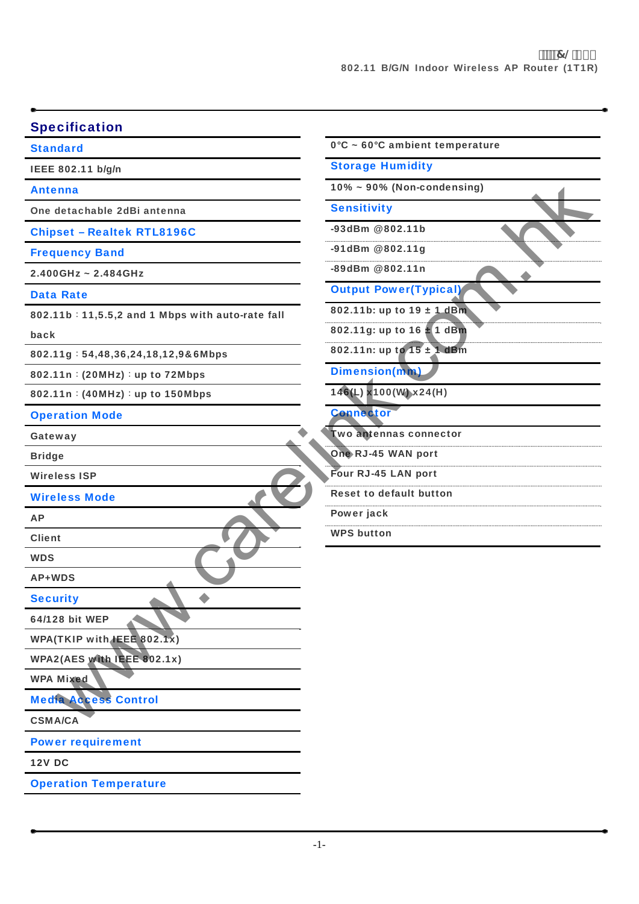## Specification

### Standard

IEEE 802.11 b/g/n

### Antenna

One detachable 2dBi antenna

### Chipset – Realtek RTL8196C

### Frequency Band

2.400GHz ~ 2.484GHz

### Data Rate

802.11b：11,5.5,2 and 1 Mbps with auto-rate fall back

802.11g：54,48,36,24,18,12,9&6Mbps

802.11n：(20MHz)：up to 72Mbps

802.11n：(40MHz)：up to 150Mbps

### Operation Mode

Gateway

Bridge

Wireless ISP

### Wireless Mode

AP

Client

WDS

AP+WDS

### Security

64/128 bit WEP

WPA(TKIP with IEEE 802.1x)

WPA2(AES with IEEE 802.1x)

WPA Mixed

### Media Access Control

CSMA/CA

### Power requirement

12V DC

### Operation Temperature

0°C ~ 60°C ambient temperature

### Storage Humidity

10% ~ 90% (Non-condensing)

### Sensitivity

-93dBm @802.11b

-91dBm @802.11g

-89dBm @802.11n

### Output Power(Typical)

802.11b: up to 19 ± 1 dBm

802.11g: up to 16 ± 1 dBm

802.11n: up to 15 ± 1 dBm

### Dimension(mm)

146(L) x100(W) x24(H)

### Connector

Two antennas connector

One RJ-45 WAN port

Four RJ-45 LAN port

Reset to default button

Power jack

WPS button